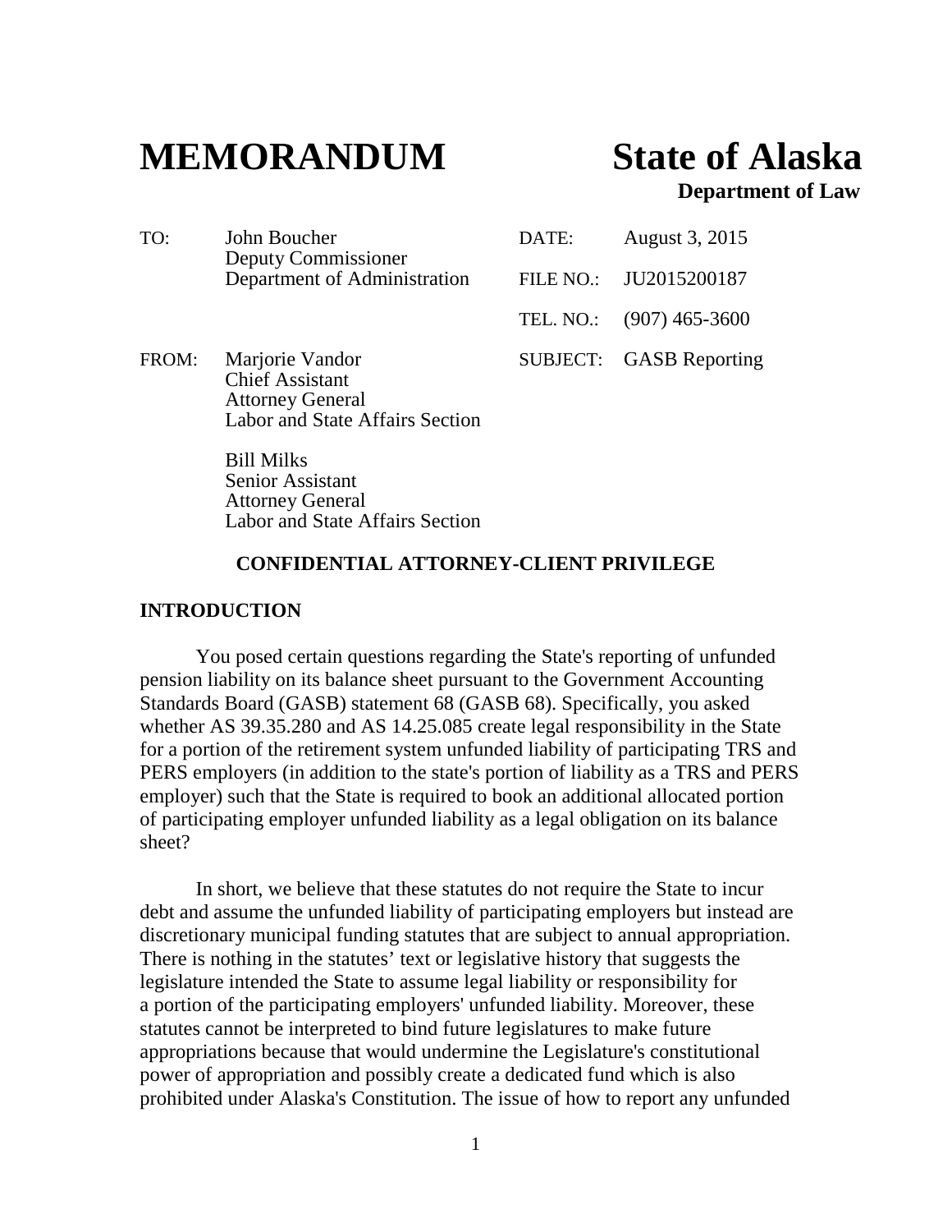# MEMORANDUM State of Alaska

**Department of Law**

| | | | |
|---|---|---|---|
| TO: | John Boucher<br>Deputy Commissioner<br>Department of Administration | DATE: | August 3, 2015 |
| | | FILE NO.: | JU2015200187 |
| | | TEL. NO.: | (907) 465-3600 |
| FROM: | Marjorie Vandor<br>Chief Assistant<br>Attorney General<br>Labor and State Affairs Section<br><br>Bill Milks<br>Senior Assistant<br>Attorney General<br>Labor and State Affairs Section | SUBJECT: | GASB Reporting |

**CONFIDENTIAL ATTORNEY-CLIENT PRIVILEGE**

## INTRODUCTION

You posed certain questions regarding the State's reporting of unfunded pension liability on its balance sheet pursuant to the Government Accounting Standards Board (GASB) statement 68 (GASB 68). Specifically, you asked whether AS 39.35.280 and AS 14.25.085 create legal responsibility in the State for a portion of the retirement system unfunded liability of participating TRS and PERS employers (in addition to the state's portion of liability as a TRS and PERS employer) such that the State is required to book an additional allocated portion of participating employer unfunded liability as a legal obligation on its balance sheet?

In short, we believe that these statutes do not require the State to incur debt and assume the unfunded liability of participating employers but instead are discretionary municipal funding statutes that are subject to annual appropriation. There is nothing in the statutes' text or legislative history that suggests the legislature intended the State to assume legal liability or responsibility for a portion of the participating employers' unfunded liability. Moreover, these statutes cannot be interpreted to bind future legislatures to make future appropriations because that would undermine the Legislature's constitutional power of appropriation and possibly create a dedicated fund which is also prohibited under Alaska's Constitution. The issue of how to report any unfunded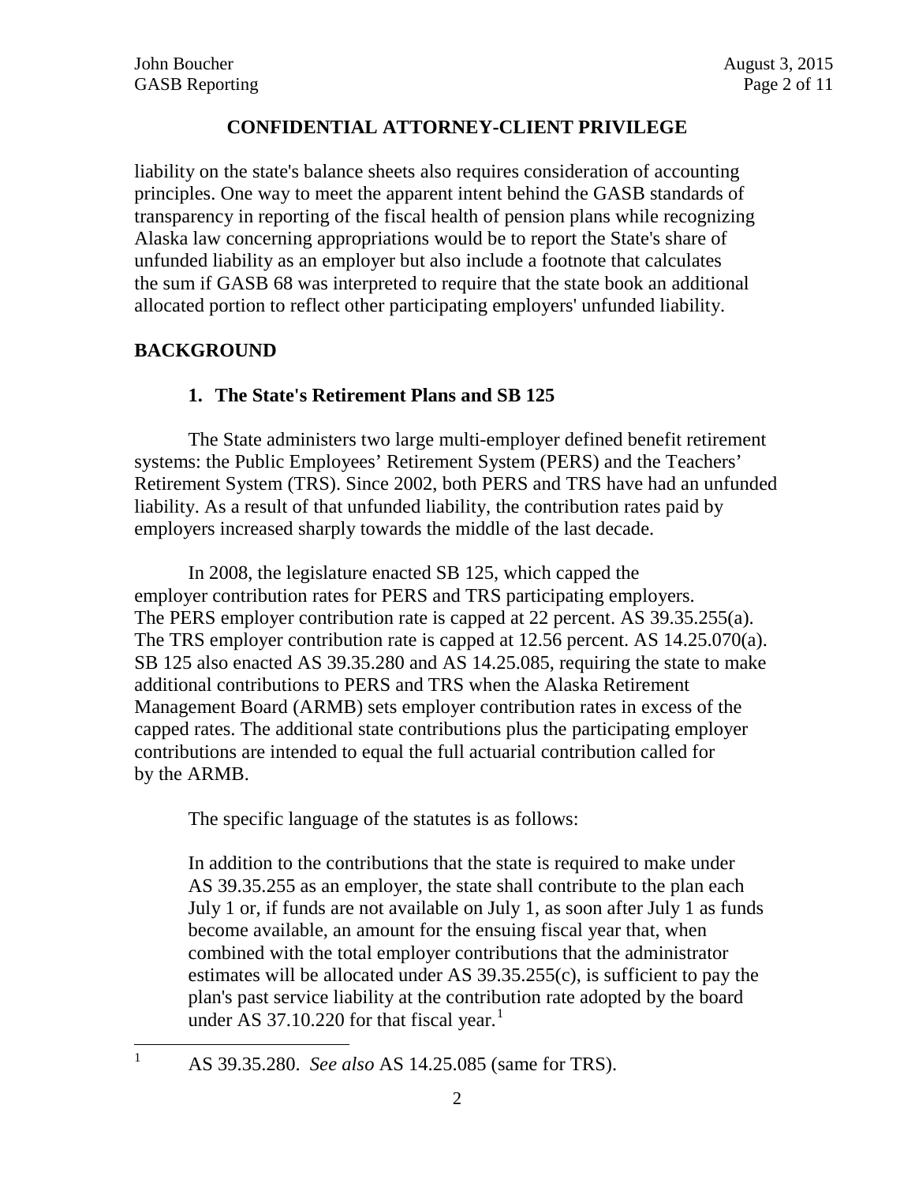**CONFIDENTIAL ATTORNEY-CLIENT PRIVILEGE**

liability on the state's balance sheets also requires consideration of accounting principles. One way to meet the apparent intent behind the GASB standards of transparency in reporting of the fiscal health of pension plans while recognizing Alaska law concerning appropriations would be to report the State's share of unfunded liability as an employer but also include a footnote that calculates the sum if GASB 68 was interpreted to require that the state book an additional allocated portion to reflect other participating employers' unfunded liability.

## BACKGROUND

### 1. The State's Retirement Plans and SB 125

The State administers two large multi-employer defined benefit retirement systems: the Public Employees' Retirement System (PERS) and the Teachers' Retirement System (TRS). Since 2002, both PERS and TRS have had an unfunded liability. As a result of that unfunded liability, the contribution rates paid by employers increased sharply towards the middle of the last decade.

In 2008, the legislature enacted SB 125, which capped the employer contribution rates for PERS and TRS participating employers. The PERS employer contribution rate is capped at 22 percent. AS 39.35.255(a). The TRS employer contribution rate is capped at 12.56 percent. AS 14.25.070(a). SB 125 also enacted AS 39.35.280 and AS 14.25.085, requiring the state to make additional contributions to PERS and TRS when the Alaska Retirement Management Board (ARMB) sets employer contribution rates in excess of the capped rates. The additional state contributions plus the participating employer contributions are intended to equal the full actuarial contribution called for by the ARMB.

The specific language of the statutes is as follows:

> In addition to the contributions that the state is required to make under AS 39.35.255 as an employer, the state shall contribute to the plan each July 1 or, if funds are not available on July 1, as soon after July 1 as funds become available, an amount for the ensuing fiscal year that, when combined with the total employer contributions that the administrator estimates will be allocated under AS 39.35.255(c), is sufficient to pay the plan's past service liability at the contribution rate adopted by the board under AS 37.10.220 for that fiscal year.[1]

[1] AS 39.35.280. *See also* AS 14.25.085 (same for TRS).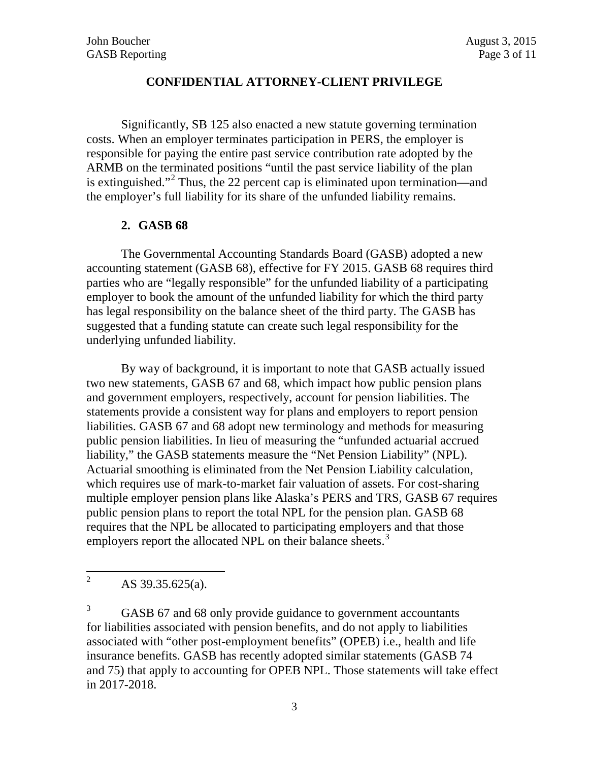**CONFIDENTIAL ATTORNEY-CLIENT PRIVILEGE**

Significantly, SB 125 also enacted a new statute governing termination costs. When an employer terminates participation in PERS, the employer is responsible for paying the entire past service contribution rate adopted by the ARMB on the terminated positions "until the past service liability of the plan is extinguished."[2] Thus, the 22 percent cap is eliminated upon termination—and the employer's full liability for its share of the unfunded liability remains.

### 2. GASB 68

The Governmental Accounting Standards Board (GASB) adopted a new accounting statement (GASB 68), effective for FY 2015. GASB 68 requires third parties who are "legally responsible" for the unfunded liability of a participating employer to book the amount of the unfunded liability for which the third party has legal responsibility on the balance sheet of the third party. The GASB has suggested that a funding statute can create such legal responsibility for the underlying unfunded liability.

By way of background, it is important to note that GASB actually issued two new statements, GASB 67 and 68, which impact how public pension plans and government employers, respectively, account for pension liabilities. The statements provide a consistent way for plans and employers to report pension liabilities. GASB 67 and 68 adopt new terminology and methods for measuring public pension liabilities. In lieu of measuring the "unfunded actuarial accrued liability," the GASB statements measure the "Net Pension Liability" (NPL). Actuarial smoothing is eliminated from the Net Pension Liability calculation, which requires use of mark-to-market fair valuation of assets. For cost-sharing multiple employer pension plans like Alaska's PERS and TRS, GASB 67 requires public pension plans to report the total NPL for the pension plan. GASB 68 requires that the NPL be allocated to participating employers and that those employers report the allocated NPL on their balance sheets.[3]

---

[2] AS 39.35.625(a).

[3] GASB 67 and 68 only provide guidance to government accountants for liabilities associated with pension benefits, and do not apply to liabilities associated with "other post-employment benefits" (OPEB) i.e., health and life insurance benefits. GASB has recently adopted similar statements (GASB 74 and 75) that apply to accounting for OPEB NPL. Those statements will take effect in 2017-2018.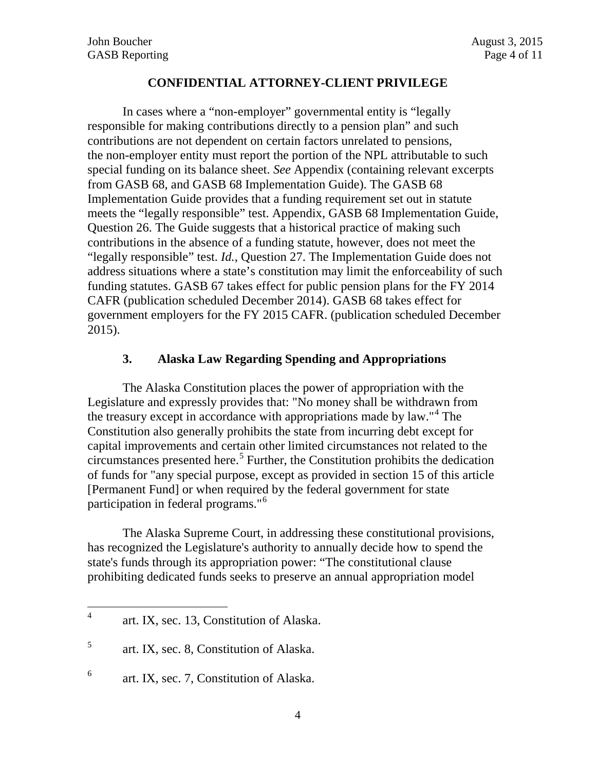**CONFIDENTIAL ATTORNEY-CLIENT PRIVILEGE**

In cases where a "non-employer" governmental entity is "legally responsible for making contributions directly to a pension plan" and such contributions are not dependent on certain factors unrelated to pensions, the non-employer entity must report the portion of the NPL attributable to such special funding on its balance sheet. *See* Appendix (containing relevant excerpts from GASB 68, and GASB 68 Implementation Guide). The GASB 68 Implementation Guide provides that a funding requirement set out in statute meets the "legally responsible" test. Appendix, GASB 68 Implementation Guide, Question 26. The Guide suggests that a historical practice of making such contributions in the absence of a funding statute, however, does not meet the "legally responsible" test. *Id.*, Question 27. The Implementation Guide does not address situations where a state's constitution may limit the enforceability of such funding statutes. GASB 67 takes effect for public pension plans for the FY 2014 CAFR (publication scheduled December 2014). GASB 68 takes effect for government employers for the FY 2015 CAFR. (publication scheduled December 2015).

### 3. Alaska Law Regarding Spending and Appropriations

The Alaska Constitution places the power of appropriation with the Legislature and expressly provides that: "No money shall be withdrawn from the treasury except in accordance with appropriations made by law."[4] The Constitution also generally prohibits the state from incurring debt except for capital improvements and certain other limited circumstances not related to the circumstances presented here.[5] Further, the Constitution prohibits the dedication of funds for "any special purpose, except as provided in section 15 of this article [Permanent Fund] or when required by the federal government for state participation in federal programs."[6]

The Alaska Supreme Court, in addressing these constitutional provisions, has recognized the Legislature's authority to annually decide how to spend the state's funds through its appropriation power: "The constitutional clause prohibiting dedicated funds seeks to preserve an annual appropriation model

---

[4] art. IX, sec. 13, Constitution of Alaska.

[5] art. IX, sec. 8, Constitution of Alaska.

[6] art. IX, sec. 7, Constitution of Alaska.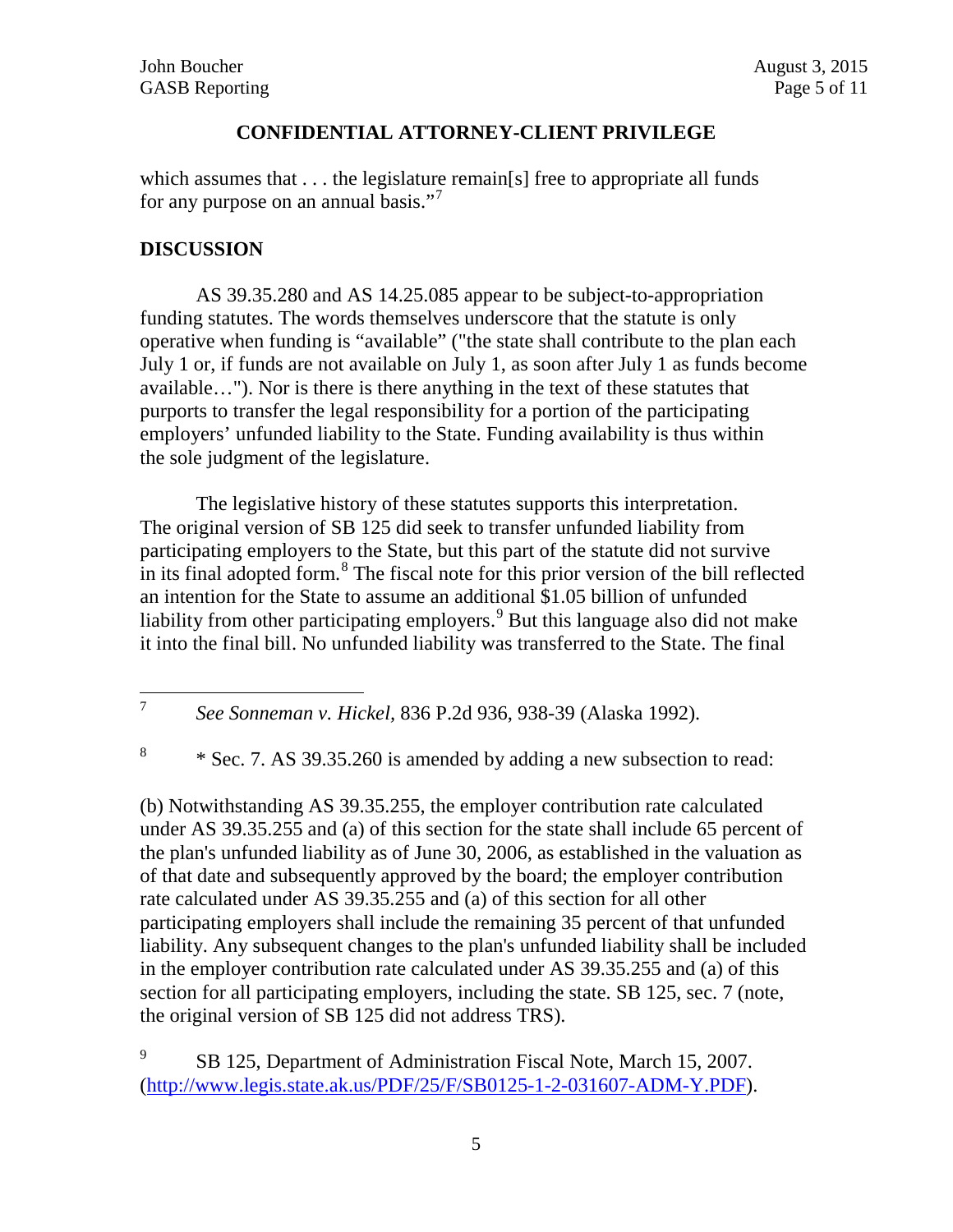**CONFIDENTIAL ATTORNEY-CLIENT PRIVILEGE**

which assumes that . . . the legislature remain[s] free to appropriate all funds for any purpose on an annual basis."[7]

## DISCUSSION

AS 39.35.280 and AS 14.25.085 appear to be subject-to-appropriation funding statutes. The words themselves underscore that the statute is only operative when funding is "available" ("the state shall contribute to the plan each July 1 or, if funds are not available on July 1, as soon after July 1 as funds become available…"). Nor is there is there anything in the text of these statutes that purports to transfer the legal responsibility for a portion of the participating employers' unfunded liability to the State. Funding availability is thus within the sole judgment of the legislature.

The legislative history of these statutes supports this interpretation. The original version of SB 125 did seek to transfer unfunded liability from participating employers to the State, but this part of the statute did not survive in its final adopted form.[8] The fiscal note for this prior version of the bill reflected an intention for the State to assume an additional $1.05 billion of unfunded liability from other participating employers.[9] But this language also did not make it into the final bill. No unfunded liability was transferred to the State. The final

---

[7] *See Sonneman v. Hickel*, 836 P.2d 936, 938-39 (Alaska 1992).

[8] * Sec. 7. AS 39.35.260 is amended by adding a new subsection to read:

(b) Notwithstanding AS 39.35.255, the employer contribution rate calculated under AS 39.35.255 and (a) of this section for the state shall include 65 percent of the plan's unfunded liability as of June 30, 2006, as established in the valuation as of that date and subsequently approved by the board; the employer contribution rate calculated under AS 39.35.255 and (a) of this section for all other participating employers shall include the remaining 35 percent of that unfunded liability. Any subsequent changes to the plan's unfunded liability shall be included in the employer contribution rate calculated under AS 39.35.255 and (a) of this section for all participating employers, including the state. SB 125, sec. 7 (note, the original version of SB 125 did not address TRS).

[9] SB 125, Department of Administration Fiscal Note, March 15, 2007. (http://www.legis.state.ak.us/PDF/25/F/SB0125-1-2-031607-ADM-Y.PDF).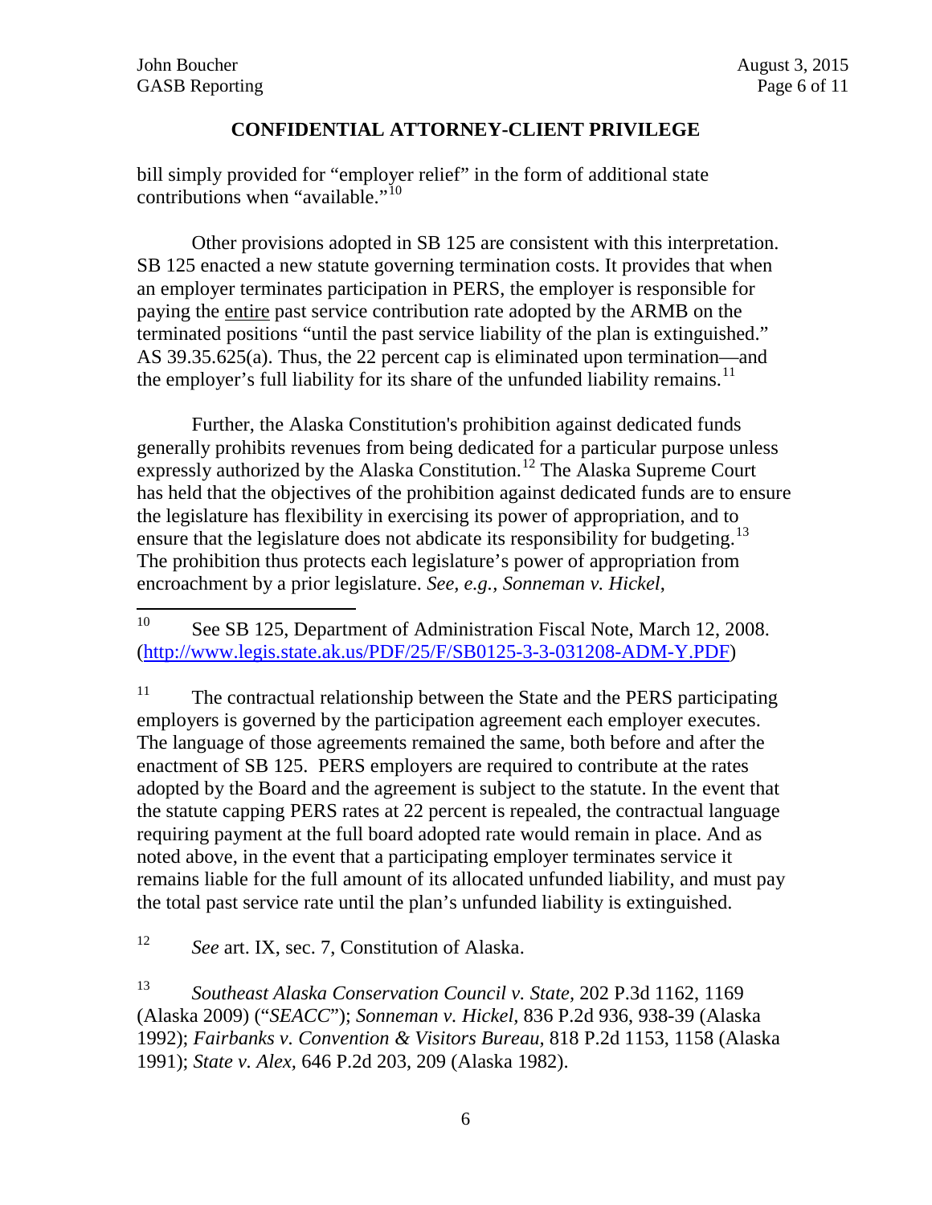**CONFIDENTIAL ATTORNEY-CLIENT PRIVILEGE**

bill simply provided for "employer relief" in the form of additional state contributions when "available."[10]

Other provisions adopted in SB 125 are consistent with this interpretation. SB 125 enacted a new statute governing termination costs. It provides that when an employer terminates participation in PERS, the employer is responsible for paying the entire past service contribution rate adopted by the ARMB on the terminated positions "until the past service liability of the plan is extinguished." AS 39.35.625(a). Thus, the 22 percent cap is eliminated upon termination—and the employer's full liability for its share of the unfunded liability remains.[11]

Further, the Alaska Constitution's prohibition against dedicated funds generally prohibits revenues from being dedicated for a particular purpose unless expressly authorized by the Alaska Constitution.[12] The Alaska Supreme Court has held that the objectives of the prohibition against dedicated funds are to ensure the legislature has flexibility in exercising its power of appropriation, and to ensure that the legislature does not abdicate its responsibility for budgeting.[13] The prohibition thus protects each legislature's power of appropriation from encroachment by a prior legislature. *See, e.g., Sonneman v. Hickel*,

---

[10] See SB 125, Department of Administration Fiscal Note, March 12, 2008. (http://www.legis.state.ak.us/PDF/25/F/SB0125-3-3-031208-ADM-Y.PDF)

[11] The contractual relationship between the State and the PERS participating employers is governed by the participation agreement each employer executes. The language of those agreements remained the same, both before and after the enactment of SB 125. PERS employers are required to contribute at the rates adopted by the Board and the agreement is subject to the statute. In the event that the statute capping PERS rates at 22 percent is repealed, the contractual language requiring payment at the full board adopted rate would remain in place. And as noted above, in the event that a participating employer terminates service it remains liable for the full amount of its allocated unfunded liability, and must pay the total past service rate until the plan's unfunded liability is extinguished.

[12] *See* art. IX, sec. 7, Constitution of Alaska.

[13] *Southeast Alaska Conservation Council v. State*, 202 P.3d 1162, 1169 (Alaska 2009) ("*SEACC*"); *Sonneman v. Hickel*, 836 P.2d 936, 938-39 (Alaska 1992); *Fairbanks v. Convention & Visitors Bureau*, 818 P.2d 1153, 1158 (Alaska 1991); *State v. Alex*, 646 P.2d 203, 209 (Alaska 1982).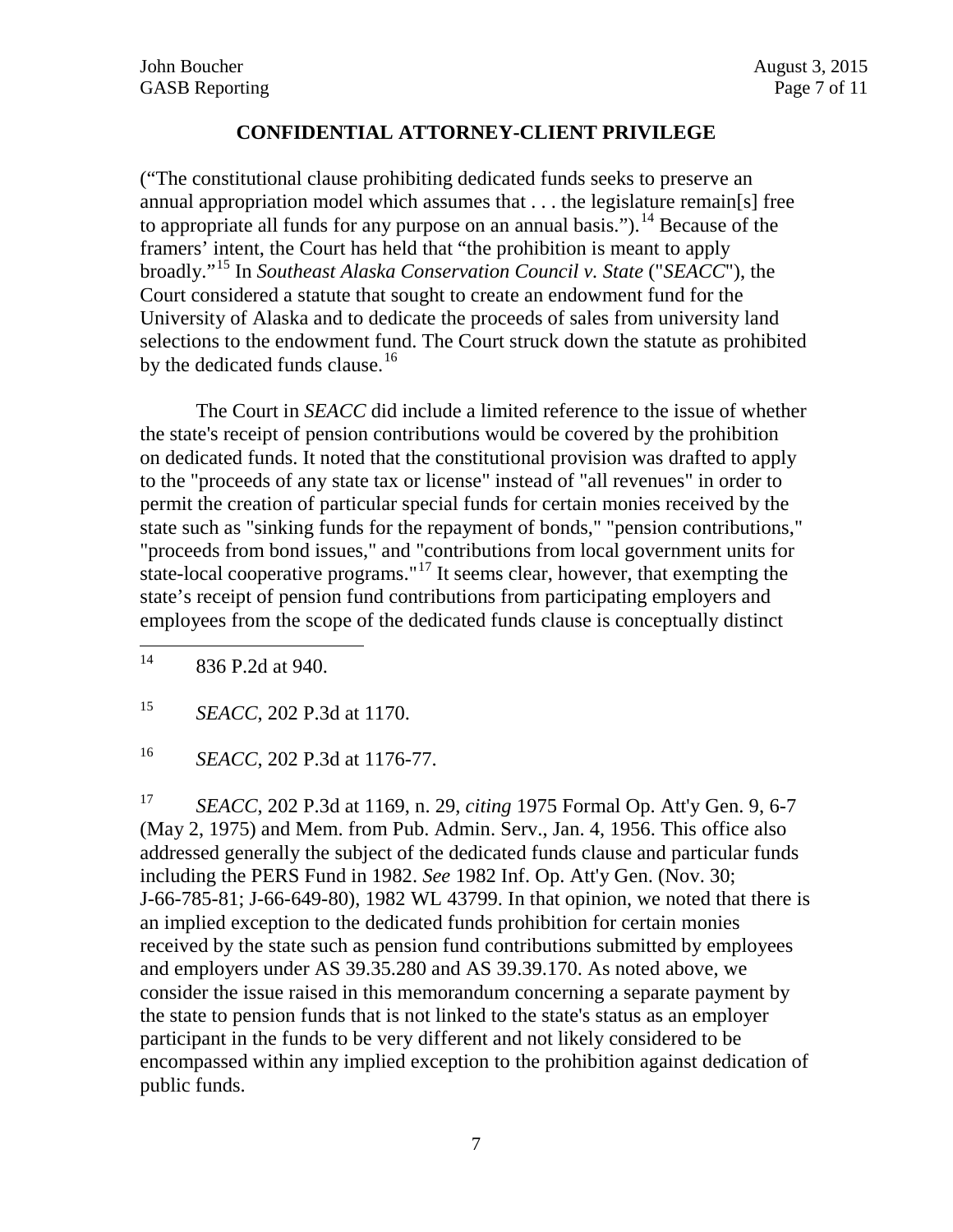**CONFIDENTIAL ATTORNEY-CLIENT PRIVILEGE**

("The constitutional clause prohibiting dedicated funds seeks to preserve an annual appropriation model which assumes that . . . the legislature remain[s] free to appropriate all funds for any purpose on an annual basis.").[14] Because of the framers' intent, the Court has held that "the prohibition is meant to apply broadly."[15] In *Southeast Alaska Conservation Council v. State* ("*SEACC*"), the Court considered a statute that sought to create an endowment fund for the University of Alaska and to dedicate the proceeds of sales from university land selections to the endowment fund. The Court struck down the statute as prohibited by the dedicated funds clause.[16]

The Court in *SEACC* did include a limited reference to the issue of whether the state's receipt of pension contributions would be covered by the prohibition on dedicated funds. It noted that the constitutional provision was drafted to apply to the "proceeds of any state tax or license" instead of "all revenues" in order to permit the creation of particular special funds for certain monies received by the state such as "sinking funds for the repayment of bonds," "pension contributions," "proceeds from bond issues," and "contributions from local government units for state-local cooperative programs."[17] It seems clear, however, that exempting the state's receipt of pension fund contributions from participating employers and employees from the scope of the dedicated funds clause is conceptually distinct

---

[14] 836 P.2d at 940.

[15] *SEACC*, 202 P.3d at 1170.

[16] *SEACC*, 202 P.3d at 1176-77.

[17] *SEACC*, 202 P.3d at 1169, n. 29, *citing* 1975 Formal Op. Att'y Gen. 9, 6-7 (May 2, 1975) and Mem. from Pub. Admin. Serv., Jan. 4, 1956. This office also addressed generally the subject of the dedicated funds clause and particular funds including the PERS Fund in 1982. *See* 1982 Inf. Op. Att'y Gen. (Nov. 30; J-66-785-81; J-66-649-80), 1982 WL 43799. In that opinion, we noted that there is an implied exception to the dedicated funds prohibition for certain monies received by the state such as pension fund contributions submitted by employees and employers under AS 39.35.280 and AS 39.39.170. As noted above, we consider the issue raised in this memorandum concerning a separate payment by the state to pension funds that is not linked to the state's status as an employer participant in the funds to be very different and not likely considered to be encompassed within any implied exception to the prohibition against dedication of public funds.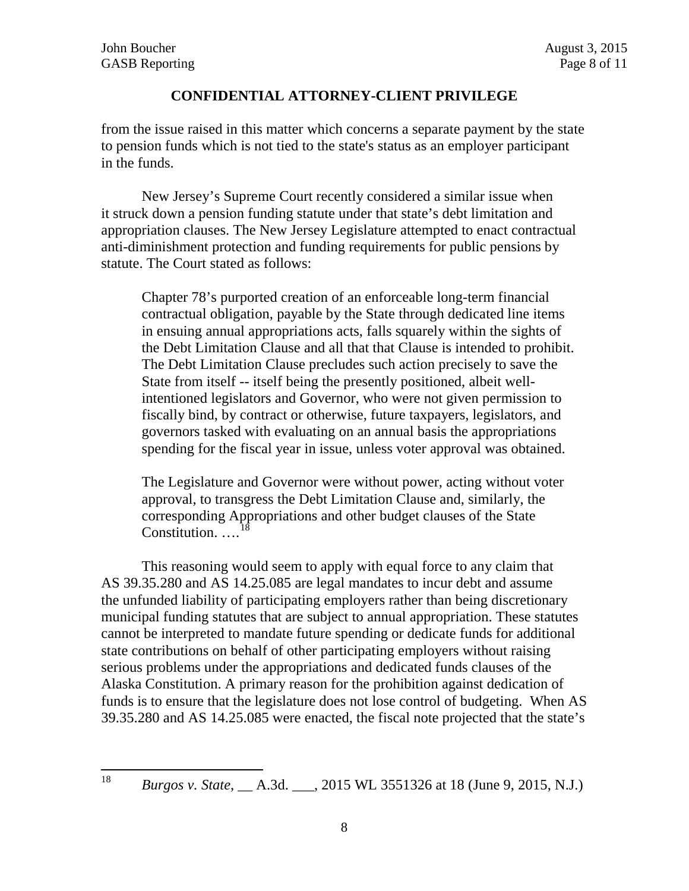**CONFIDENTIAL ATTORNEY-CLIENT PRIVILEGE**

from the issue raised in this matter which concerns a separate payment by the state to pension funds which is not tied to the state's status as an employer participant in the funds.

New Jersey's Supreme Court recently considered a similar issue when it struck down a pension funding statute under that state's debt limitation and appropriation clauses. The New Jersey Legislature attempted to enact contractual anti-diminishment protection and funding requirements for public pensions by statute. The Court stated as follows:

> Chapter 78's purported creation of an enforceable long-term financial contractual obligation, payable by the State through dedicated line items in ensuing annual appropriations acts, falls squarely within the sights of the Debt Limitation Clause and all that that Clause is intended to prohibit. The Debt Limitation Clause precludes such action precisely to save the State from itself -- itself being the presently positioned, albeit well-intentioned legislators and Governor, who were not given permission to fiscally bind, by contract or otherwise, future taxpayers, legislators, and governors tasked with evaluating on an annual basis the appropriations spending for the fiscal year in issue, unless voter approval was obtained.
>
> The Legislature and Governor were without power, acting without voter approval, to transgress the Debt Limitation Clause and, similarly, the corresponding Appropriations and other budget clauses of the State Constitution. ….[18]

This reasoning would seem to apply with equal force to any claim that AS 39.35.280 and AS 14.25.085 are legal mandates to incur debt and assume the unfunded liability of participating employers rather than being discretionary municipal funding statutes that are subject to annual appropriation. These statutes cannot be interpreted to mandate future spending or dedicate funds for additional state contributions on behalf of other participating employers without raising serious problems under the appropriations and dedicated funds clauses of the Alaska Constitution. A primary reason for the prohibition against dedication of funds is to ensure that the legislature does not lose control of budgeting. When AS 39.35.280 and AS 14.25.085 were enacted, the fiscal note projected that the state's

---

[18] *Burgos v. State*, __ A.3d. ___, 2015 WL 3551326 at 18 (June 9, 2015, N.J.)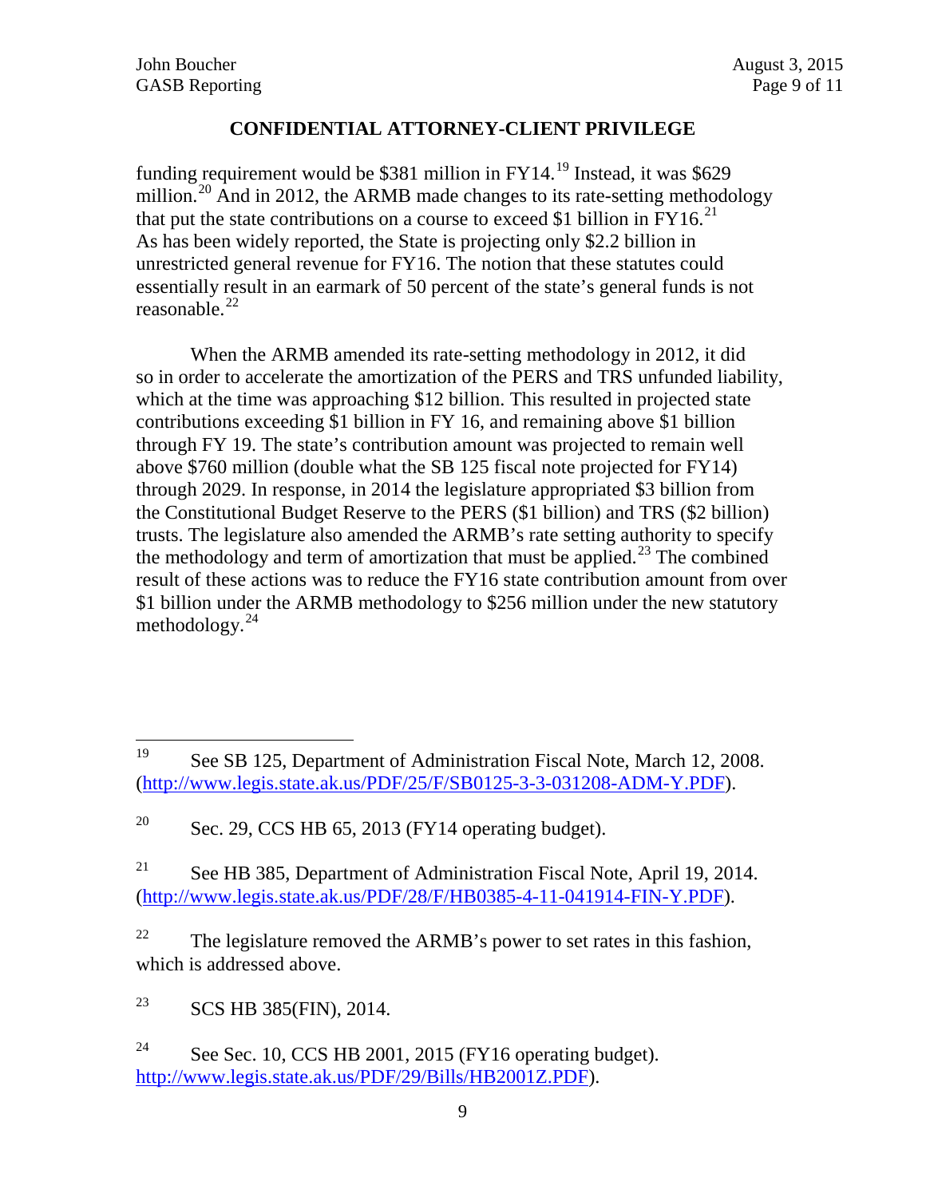**CONFIDENTIAL ATTORNEY-CLIENT PRIVILEGE**

funding requirement would be $381 million in FY14.[19] Instead, it was $629 million.[20] And in 2012, the ARMB made changes to its rate-setting methodology that put the state contributions on a course to exceed $1 billion in FY16.[21] As has been widely reported, the State is projecting only $2.2 billion in unrestricted general revenue for FY16. The notion that these statutes could essentially result in an earmark of 50 percent of the state's general funds is not reasonable.[22]

When the ARMB amended its rate-setting methodology in 2012, it did so in order to accelerate the amortization of the PERS and TRS unfunded liability, which at the time was approaching $12 billion. This resulted in projected state contributions exceeding $1 billion in FY 16, and remaining above $1 billion through FY 19. The state's contribution amount was projected to remain well above $760 million (double what the SB 125 fiscal note projected for FY14) through 2029. In response, in 2014 the legislature appropriated $3 billion from the Constitutional Budget Reserve to the PERS ($1 billion) and TRS ($2 billion) trusts. The legislature also amended the ARMB's rate setting authority to specify the methodology and term of amortization that must be applied.[23] The combined result of these actions was to reduce the FY16 state contribution amount from over $1 billion under the ARMB methodology to $256 million under the new statutory methodology.[24]

---

[19] See SB 125, Department of Administration Fiscal Note, March 12, 2008. (http://www.legis.state.ak.us/PDF/25/F/SB0125-3-3-031208-ADM-Y.PDF).

[20] Sec. 29, CCS HB 65, 2013 (FY14 operating budget).

[21] See HB 385, Department of Administration Fiscal Note, April 19, 2014. (http://www.legis.state.ak.us/PDF/28/F/HB0385-4-11-041914-FIN-Y.PDF).

[22] The legislature removed the ARMB's power to set rates in this fashion, which is addressed above.

[23] SCS HB 385(FIN), 2014.

[24] See Sec. 10, CCS HB 2001, 2015 (FY16 operating budget). http://www.legis.state.ak.us/PDF/29/Bills/HB2001Z.PDF).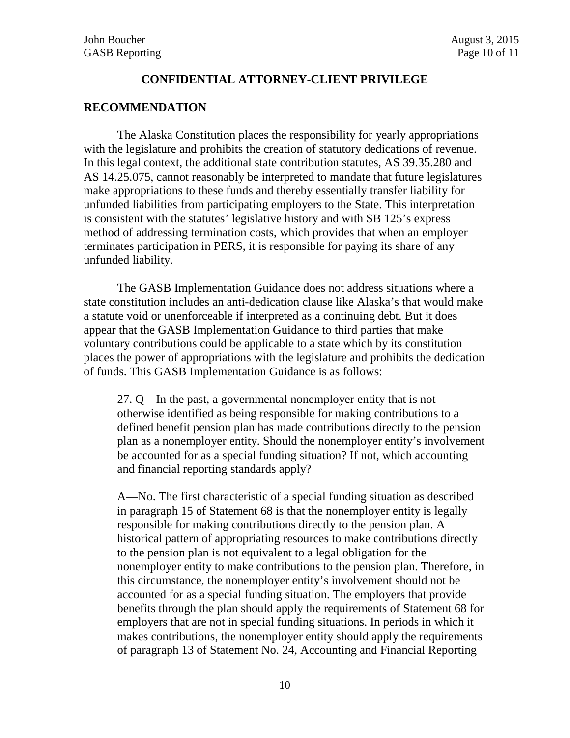**CONFIDENTIAL ATTORNEY-CLIENT PRIVILEGE**

## RECOMMENDATION

The Alaska Constitution places the responsibility for yearly appropriations with the legislature and prohibits the creation of statutory dedications of revenue. In this legal context, the additional state contribution statutes, AS 39.35.280 and AS 14.25.075, cannot reasonably be interpreted to mandate that future legislatures make appropriations to these funds and thereby essentially transfer liability for unfunded liabilities from participating employers to the State. This interpretation is consistent with the statutes' legislative history and with SB 125's express method of addressing termination costs, which provides that when an employer terminates participation in PERS, it is responsible for paying its share of any unfunded liability.

The GASB Implementation Guidance does not address situations where a state constitution includes an anti-dedication clause like Alaska's that would make a statute void or unenforceable if interpreted as a continuing debt. But it does appear that the GASB Implementation Guidance to third parties that make voluntary contributions could be applicable to a state which by its constitution places the power of appropriations with the legislature and prohibits the dedication of funds. This GASB Implementation Guidance is as follows:

> 27. Q—In the past, a governmental nonemployer entity that is not otherwise identified as being responsible for making contributions to a defined benefit pension plan has made contributions directly to the pension plan as a nonemployer entity. Should the nonemployer entity's involvement be accounted for as a special funding situation? If not, which accounting and financial reporting standards apply?
>
> A—No. The first characteristic of a special funding situation as described in paragraph 15 of Statement 68 is that the nonemployer entity is legally responsible for making contributions directly to the pension plan. A historical pattern of appropriating resources to make contributions directly to the pension plan is not equivalent to a legal obligation for the nonemployer entity to make contributions to the pension plan. Therefore, in this circumstance, the nonemployer entity's involvement should not be accounted for as a special funding situation. The employers that provide benefits through the plan should apply the requirements of Statement 68 for employers that are not in special funding situations. In periods in which it makes contributions, the nonemployer entity should apply the requirements of paragraph 13 of Statement No. 24, Accounting and Financial Reporting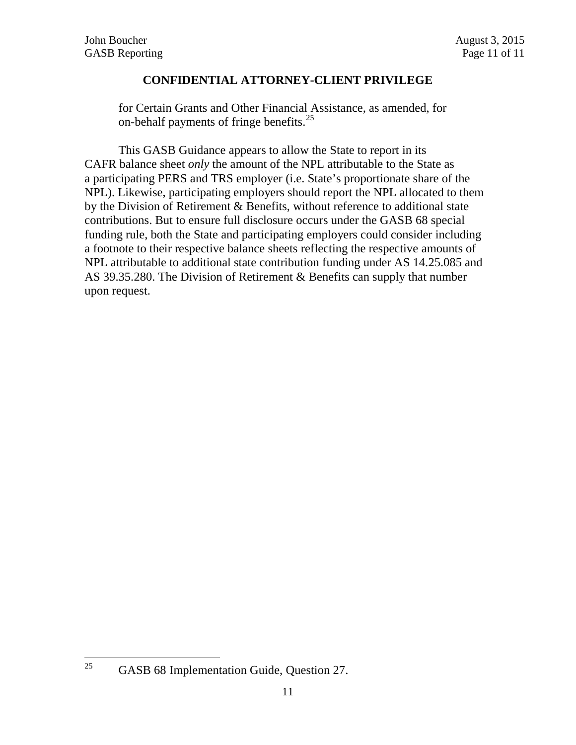**CONFIDENTIAL ATTORNEY-CLIENT PRIVILEGE**

for Certain Grants and Other Financial Assistance, as amended, for on-behalf payments of fringe benefits.[25]

This GASB Guidance appears to allow the State to report in its CAFR balance sheet *only* the amount of the NPL attributable to the State as a participating PERS and TRS employer (i.e. State's proportionate share of the NPL). Likewise, participating employers should report the NPL allocated to them by the Division of Retirement & Benefits, without reference to additional state contributions. But to ensure full disclosure occurs under the GASB 68 special funding rule, both the State and participating employers could consider including a footnote to their respective balance sheets reflecting the respective amounts of NPL attributable to additional state contribution funding under AS 14.25.085 and AS 39.35.280. The Division of Retirement & Benefits can supply that number upon request.

---

[25] GASB 68 Implementation Guide, Question 27.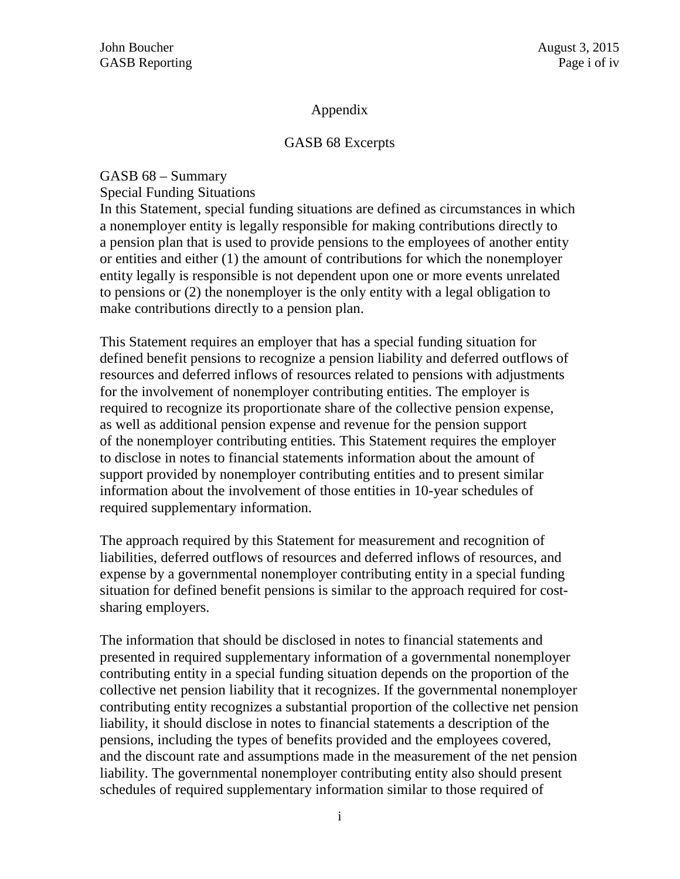# Appendix

## GASB 68 Excerpts

GASB 68 – Summary

Special Funding Situations

In this Statement, special funding situations are defined as circumstances in which a nonemployer entity is legally responsible for making contributions directly to a pension plan that is used to provide pensions to the employees of another entity or entities and either (1) the amount of contributions for which the nonemployer entity legally is responsible is not dependent upon one or more events unrelated to pensions or (2) the nonemployer is the only entity with a legal obligation to make contributions directly to a pension plan.

This Statement requires an employer that has a special funding situation for defined benefit pensions to recognize a pension liability and deferred outflows of resources and deferred inflows of resources related to pensions with adjustments for the involvement of nonemployer contributing entities. The employer is required to recognize its proportionate share of the collective pension expense, as well as additional pension expense and revenue for the pension support of the nonemployer contributing entities. This Statement requires the employer to disclose in notes to financial statements information about the amount of support provided by nonemployer contributing entities and to present similar information about the involvement of those entities in 10-year schedules of required supplementary information.

The approach required by this Statement for measurement and recognition of liabilities, deferred outflows of resources and deferred inflows of resources, and expense by a governmental nonemployer contributing entity in a special funding situation for defined benefit pensions is similar to the approach required for cost-sharing employers.

The information that should be disclosed in notes to financial statements and presented in required supplementary information of a governmental nonemployer contributing entity in a special funding situation depends on the proportion of the collective net pension liability that it recognizes. If the governmental nonemployer contributing entity recognizes a substantial proportion of the collective net pension liability, it should disclose in notes to financial statements a description of the pensions, including the types of benefits provided and the employees covered, and the discount rate and assumptions made in the measurement of the net pension liability. The governmental nonemployer contributing entity also should present schedules of required supplementary information similar to those required of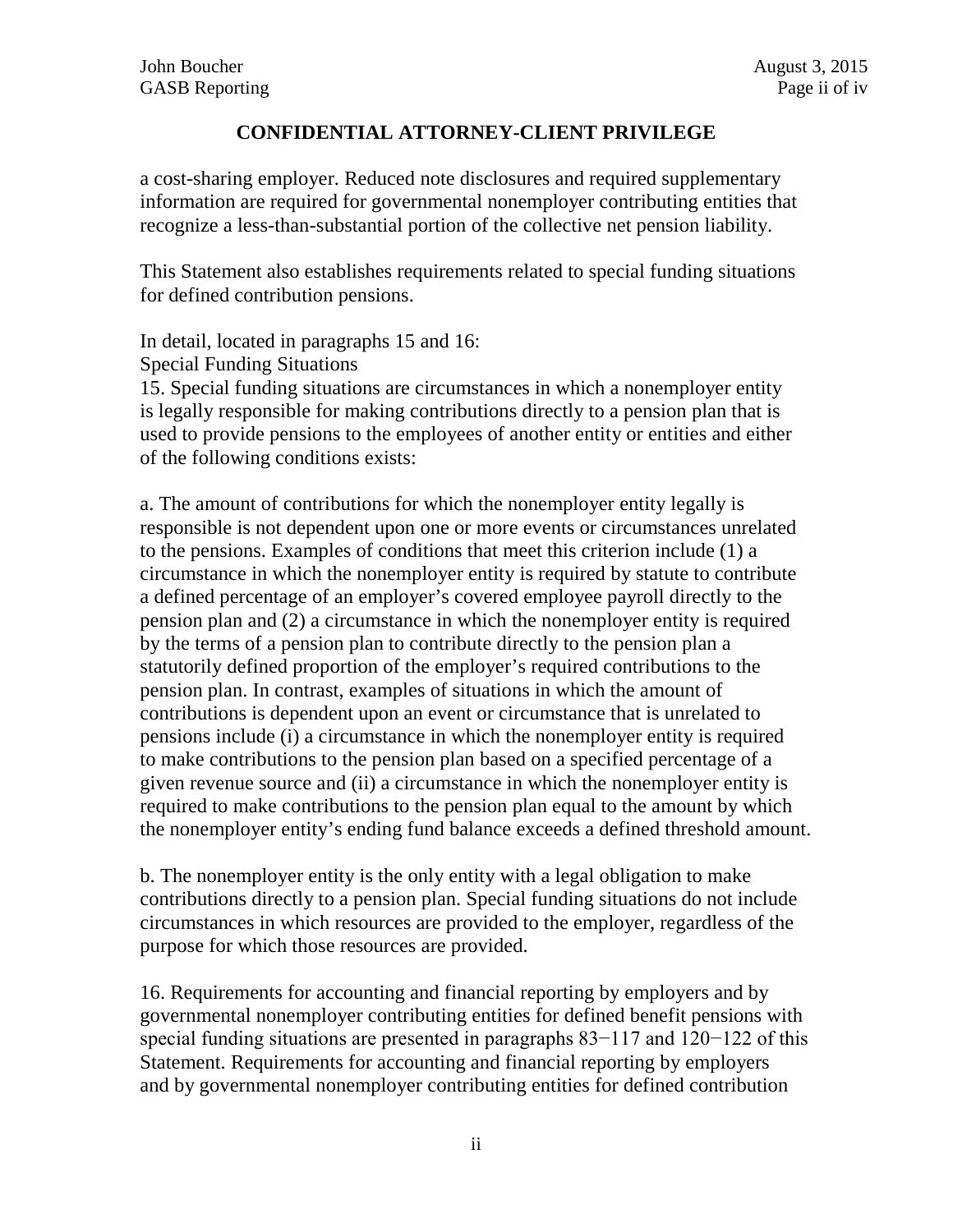**CONFIDENTIAL ATTORNEY-CLIENT PRIVILEGE**

a cost-sharing employer. Reduced note disclosures and required supplementary information are required for governmental nonemployer contributing entities that recognize a less-than-substantial portion of the collective net pension liability.

This Statement also establishes requirements related to special funding situations for defined contribution pensions.

In detail, located in paragraphs 15 and 16:
Special Funding Situations
15. Special funding situations are circumstances in which a nonemployer entity is legally responsible for making contributions directly to a pension plan that is used to provide pensions to the employees of another entity or entities and either of the following conditions exists:

a. The amount of contributions for which the nonemployer entity legally is responsible is not dependent upon one or more events or circumstances unrelated to the pensions. Examples of conditions that meet this criterion include (1) a circumstance in which the nonemployer entity is required by statute to contribute a defined percentage of an employer's covered employee payroll directly to the pension plan and (2) a circumstance in which the nonemployer entity is required by the terms of a pension plan to contribute directly to the pension plan a statutorily defined proportion of the employer's required contributions to the pension plan. In contrast, examples of situations in which the amount of contributions is dependent upon an event or circumstance that is unrelated to pensions include (i) a circumstance in which the nonemployer entity is required to make contributions to the pension plan based on a specified percentage of a given revenue source and (ii) a circumstance in which the nonemployer entity is required to make contributions to the pension plan equal to the amount by which the nonemployer entity's ending fund balance exceeds a defined threshold amount.

b. The nonemployer entity is the only entity with a legal obligation to make contributions directly to a pension plan. Special funding situations do not include circumstances in which resources are provided to the employer, regardless of the purpose for which those resources are provided.

16. Requirements for accounting and financial reporting by employers and by governmental nonemployer contributing entities for defined benefit pensions with special funding situations are presented in paragraphs 83−117 and 120−122 of this Statement. Requirements for accounting and financial reporting by employers and by governmental nonemployer contributing entities for defined contribution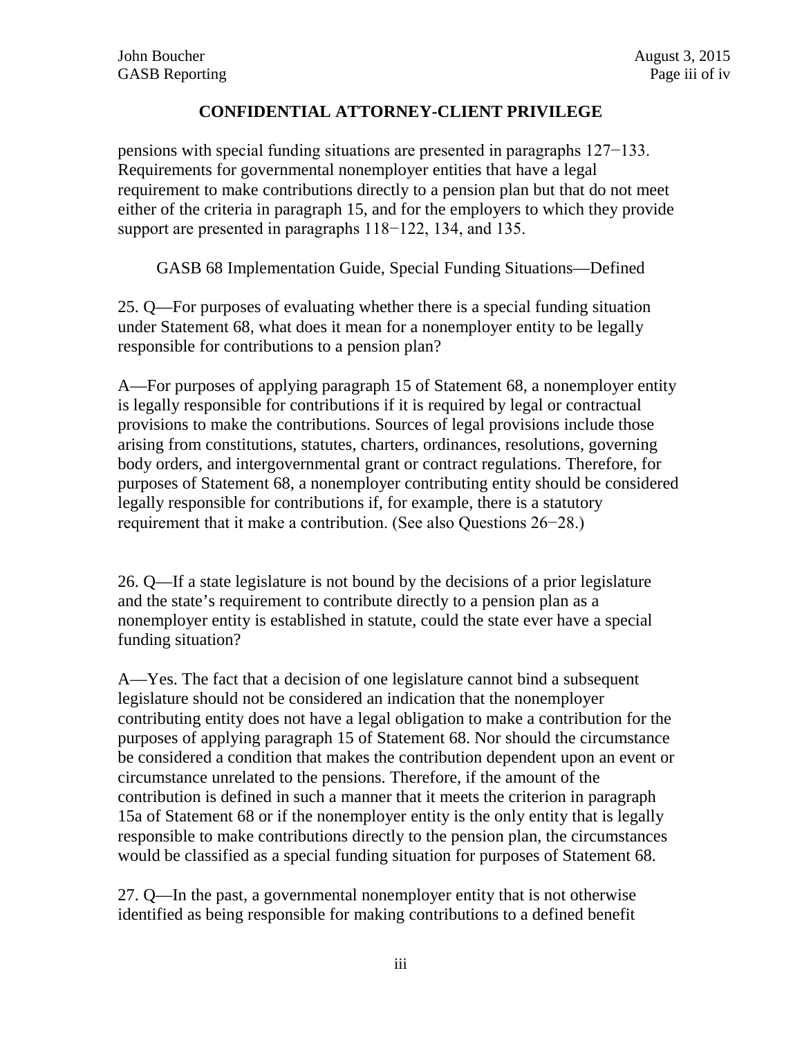**CONFIDENTIAL ATTORNEY-CLIENT PRIVILEGE**

pensions with special funding situations are presented in paragraphs 127−133. Requirements for governmental nonemployer entities that have a legal requirement to make contributions directly to a pension plan but that do not meet either of the criteria in paragraph 15, and for the employers to which they provide support are presented in paragraphs 118−122, 134, and 135.

GASB 68 Implementation Guide, Special Funding Situations—Defined

25. Q—For purposes of evaluating whether there is a special funding situation under Statement 68, what does it mean for a nonemployer entity to be legally responsible for contributions to a pension plan?

A—For purposes of applying paragraph 15 of Statement 68, a nonemployer entity is legally responsible for contributions if it is required by legal or contractual provisions to make the contributions. Sources of legal provisions include those arising from constitutions, statutes, charters, ordinances, resolutions, governing body orders, and intergovernmental grant or contract regulations. Therefore, for purposes of Statement 68, a nonemployer contributing entity should be considered legally responsible for contributions if, for example, there is a statutory requirement that it make a contribution. (See also Questions 26−28.)

26. Q—If a state legislature is not bound by the decisions of a prior legislature and the state's requirement to contribute directly to a pension plan as a nonemployer entity is established in statute, could the state ever have a special funding situation?

A—Yes. The fact that a decision of one legislature cannot bind a subsequent legislature should not be considered an indication that the nonemployer contributing entity does not have a legal obligation to make a contribution for the purposes of applying paragraph 15 of Statement 68. Nor should the circumstance be considered a condition that makes the contribution dependent upon an event or circumstance unrelated to the pensions. Therefore, if the amount of the contribution is defined in such a manner that it meets the criterion in paragraph 15a of Statement 68 or if the nonemployer entity is the only entity that is legally responsible to make contributions directly to the pension plan, the circumstances would be classified as a special funding situation for purposes of Statement 68.

27. Q—In the past, a governmental nonemployer entity that is not otherwise identified as being responsible for making contributions to a defined benefit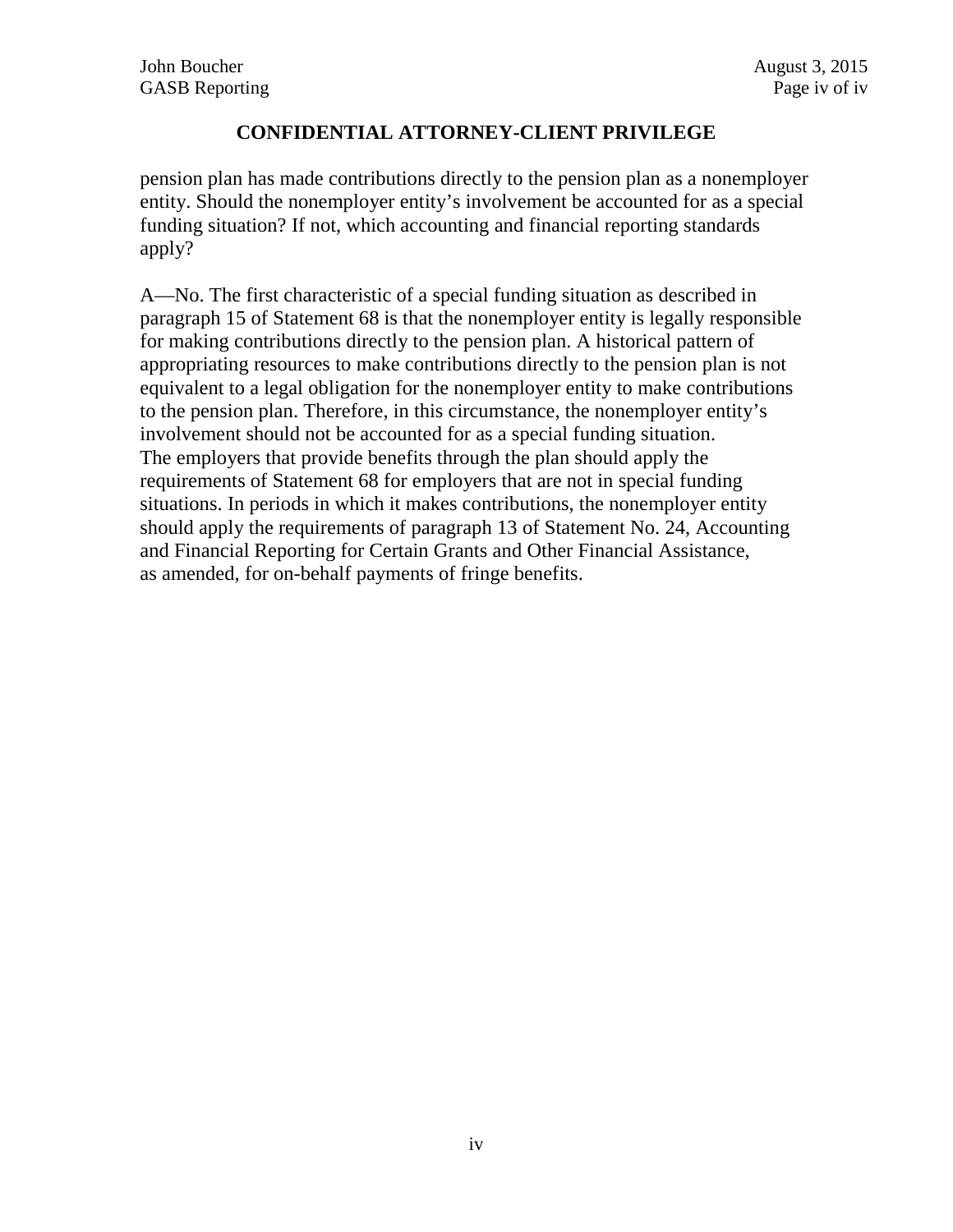**CONFIDENTIAL ATTORNEY-CLIENT PRIVILEGE**

pension plan has made contributions directly to the pension plan as a nonemployer entity. Should the nonemployer entity's involvement be accounted for as a special funding situation? If not, which accounting and financial reporting standards apply?

A—No. The first characteristic of a special funding situation as described in paragraph 15 of Statement 68 is that the nonemployer entity is legally responsible for making contributions directly to the pension plan. A historical pattern of appropriating resources to make contributions directly to the pension plan is not equivalent to a legal obligation for the nonemployer entity to make contributions to the pension plan. Therefore, in this circumstance, the nonemployer entity's involvement should not be accounted for as a special funding situation. The employers that provide benefits through the plan should apply the requirements of Statement 68 for employers that are not in special funding situations. In periods in which it makes contributions, the nonemployer entity should apply the requirements of paragraph 13 of Statement No. 24, Accounting and Financial Reporting for Certain Grants and Other Financial Assistance, as amended, for on-behalf payments of fringe benefits.